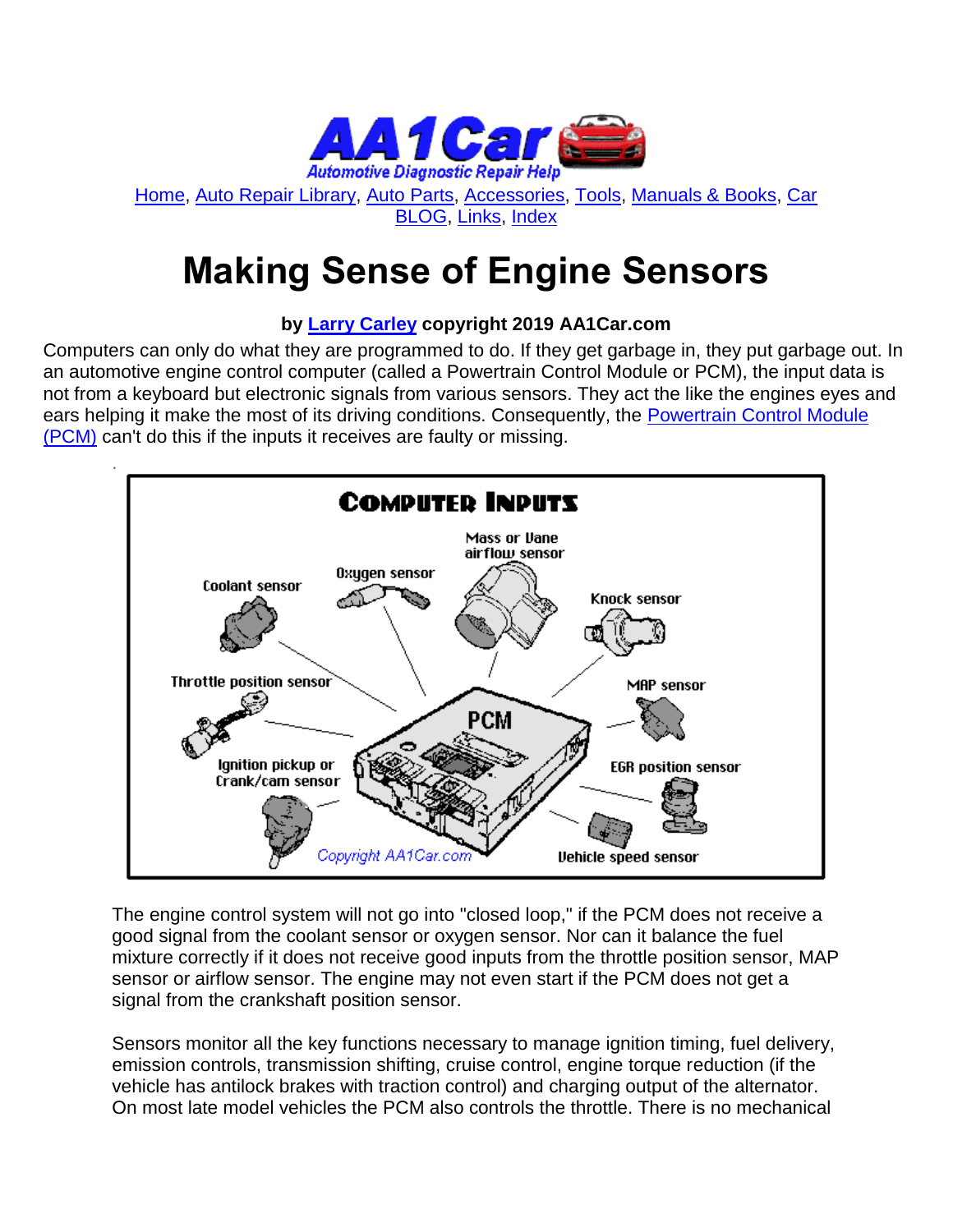**AA1Car** *Automotive Diagnostic Repair Help*

[Home], [Auto Repair Library], [Auto Parts], [Accessories], [Tools], [Manuals & Books], [Car BLOG], [Links], [Index]

# Making Sense of Engine Sensors

**by Larry Carley copyright 2019 AA1Car.com**

Computers can only do what they are programmed to do. If they get garbage in, they put garbage out. In an automotive engine control computer (called a Powertrain Control Module or PCM), the input data is not from a keyboard but electronic signals from various sensors. They act the like the engines eyes and ears helping it make the most of its driving conditions. Consequently, the Powertrain Control Module (PCM) can't do this if the inputs it receives are faulty or missing.

The engine control system will not go into "closed loop," if the PCM does not receive a good signal from the coolant sensor or oxygen sensor. Nor can it balance the fuel mixture correctly if it does not receive good inputs from the throttle position sensor, MAP sensor or airflow sensor. The engine may not even start if the PCM does not get a signal from the crankshaft position sensor.

Sensors monitor all the key functions necessary to manage ignition timing, fuel delivery, emission controls, transmission shifting, cruise control, engine torque reduction (if the vehicle has antilock brakes with traction control) and charging output of the alternator. On most late model vehicles the PCM also controls the throttle. There is no mechanical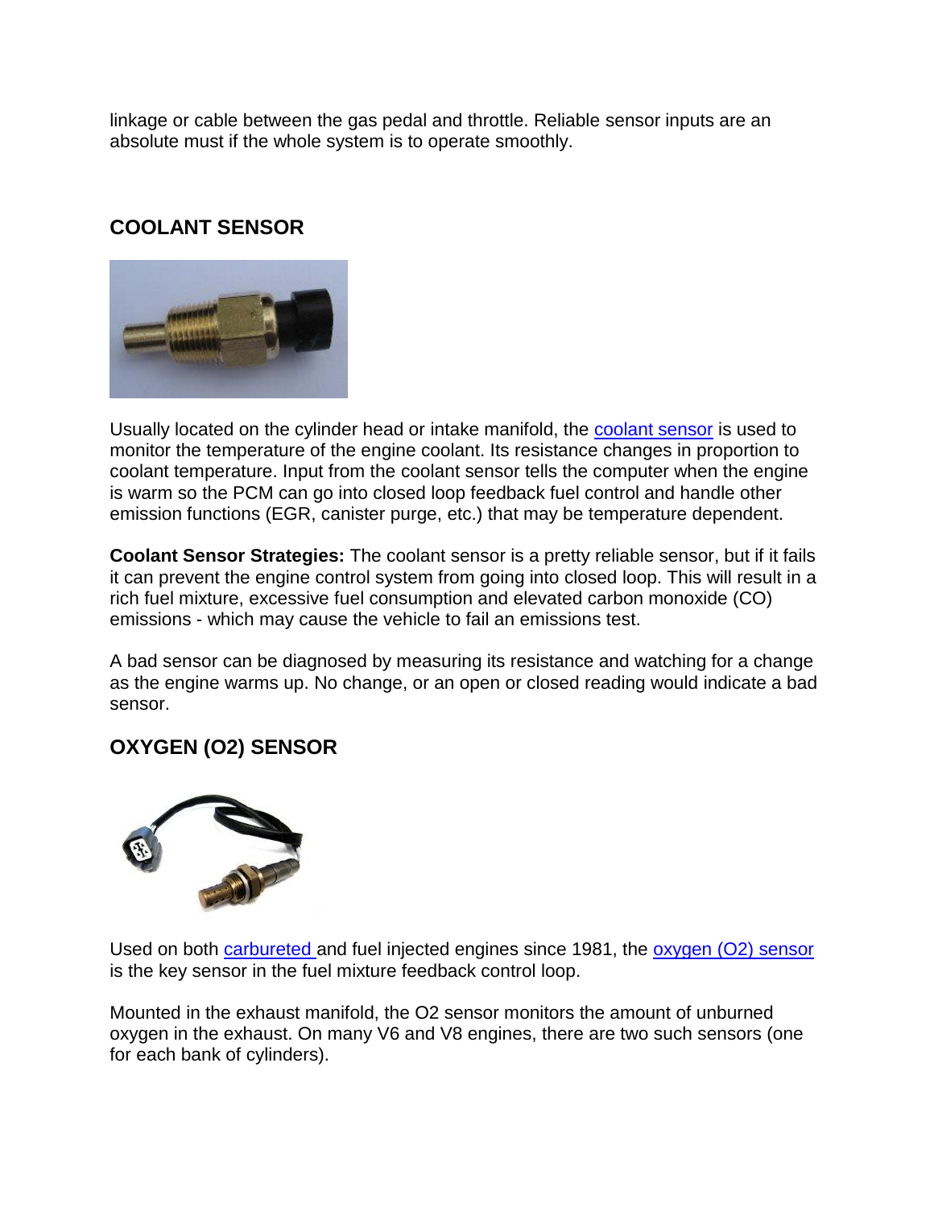linkage or cable between the gas pedal and throttle. Reliable sensor inputs are an absolute must if the whole system is to operate smoothly.

## COOLANT SENSOR

Usually located on the cylinder head or intake manifold, the coolant sensor is used to monitor the temperature of the engine coolant. Its resistance changes in proportion to coolant temperature. Input from the coolant sensor tells the computer when the engine is warm so the PCM can go into closed loop feedback fuel control and handle other emission functions (EGR, canister purge, etc.) that may be temperature dependent.

**Coolant Sensor Strategies:** The coolant sensor is a pretty reliable sensor, but if it fails it can prevent the engine control system from going into closed loop. This will result in a rich fuel mixture, excessive fuel consumption and elevated carbon monoxide (CO) emissions - which may cause the vehicle to fail an emissions test.

A bad sensor can be diagnosed by measuring its resistance and watching for a change as the engine warms up. No change, or an open or closed reading would indicate a bad sensor.

## OXYGEN (O2) SENSOR

Used on both carbureted and fuel injected engines since 1981, the oxygen (O2) sensor is the key sensor in the fuel mixture feedback control loop.

Mounted in the exhaust manifold, the O2 sensor monitors the amount of unburned oxygen in the exhaust. On many V6 and V8 engines, there are two such sensors (one for each bank of cylinders).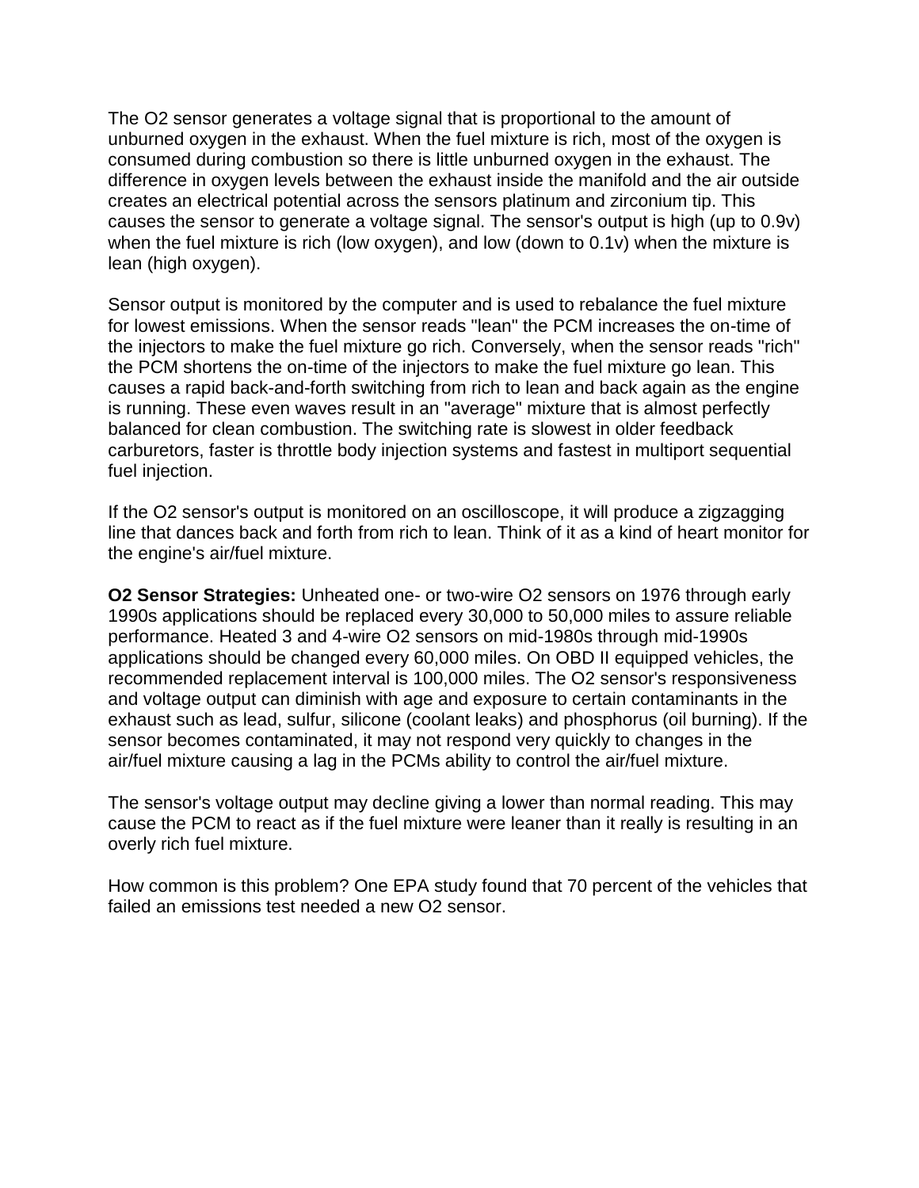The O2 sensor generates a voltage signal that is proportional to the amount of unburned oxygen in the exhaust. When the fuel mixture is rich, most of the oxygen is consumed during combustion so there is little unburned oxygen in the exhaust. The difference in oxygen levels between the exhaust inside the manifold and the air outside creates an electrical potential across the sensors platinum and zirconium tip. This causes the sensor to generate a voltage signal. The sensor's output is high (up to 0.9v) when the fuel mixture is rich (low oxygen), and low (down to 0.1v) when the mixture is lean (high oxygen).

Sensor output is monitored by the computer and is used to rebalance the fuel mixture for lowest emissions. When the sensor reads "lean" the PCM increases the on-time of the injectors to make the fuel mixture go rich. Conversely, when the sensor reads "rich" the PCM shortens the on-time of the injectors to make the fuel mixture go lean. This causes a rapid back-and-forth switching from rich to lean and back again as the engine is running. These even waves result in an "average" mixture that is almost perfectly balanced for clean combustion. The switching rate is slowest in older feedback carburetors, faster is throttle body injection systems and fastest in multiport sequential fuel injection.

If the O2 sensor's output is monitored on an oscilloscope, it will produce a zigzagging line that dances back and forth from rich to lean. Think of it as a kind of heart monitor for the engine's air/fuel mixture.

**O2 Sensor Strategies:** Unheated one- or two-wire O2 sensors on 1976 through early 1990s applications should be replaced every 30,000 to 50,000 miles to assure reliable performance. Heated 3 and 4-wire O2 sensors on mid-1980s through mid-1990s applications should be changed every 60,000 miles. On OBD II equipped vehicles, the recommended replacement interval is 100,000 miles. The O2 sensor's responsiveness and voltage output can diminish with age and exposure to certain contaminants in the exhaust such as lead, sulfur, silicone (coolant leaks) and phosphorus (oil burning). If the sensor becomes contaminated, it may not respond very quickly to changes in the air/fuel mixture causing a lag in the PCMs ability to control the air/fuel mixture.

The sensor's voltage output may decline giving a lower than normal reading. This may cause the PCM to react as if the fuel mixture were leaner than it really is resulting in an overly rich fuel mixture.

How common is this problem? One EPA study found that 70 percent of the vehicles that failed an emissions test needed a new O2 sensor.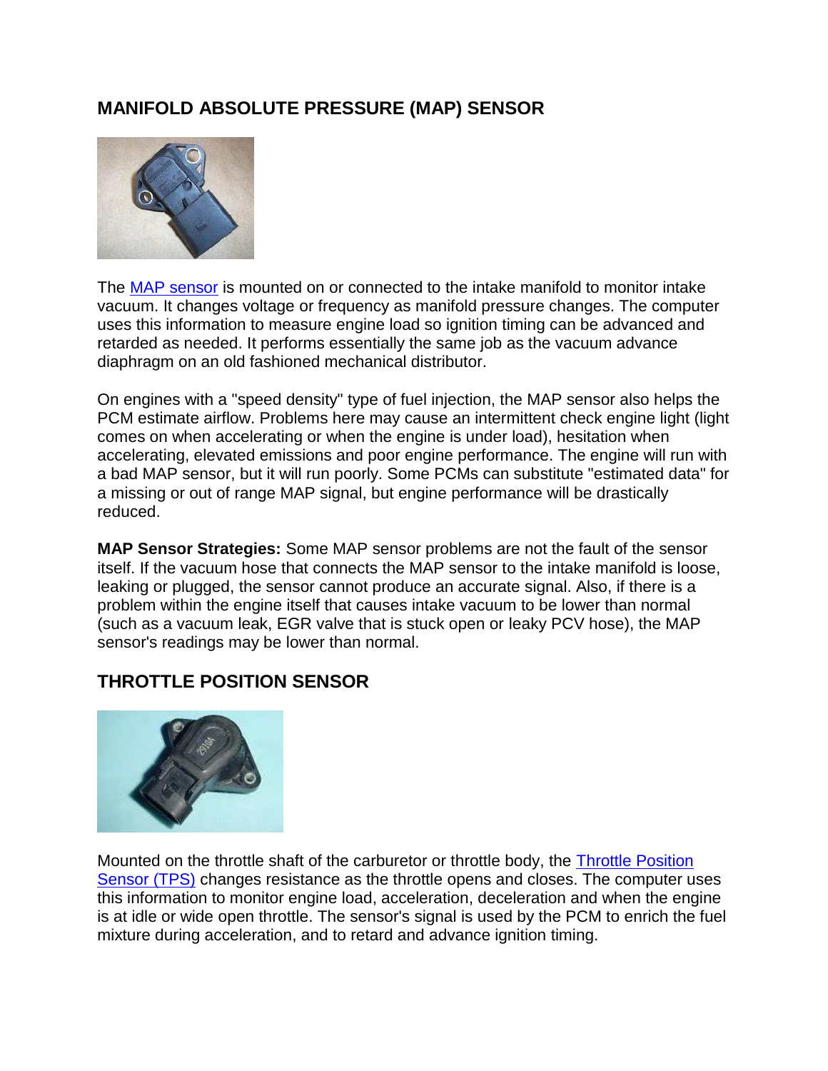## MANIFOLD ABSOLUTE PRESSURE (MAP) SENSOR

The MAP sensor is mounted on or connected to the intake manifold to monitor intake vacuum. It changes voltage or frequency as manifold pressure changes. The computer uses this information to measure engine load so ignition timing can be advanced and retarded as needed. It performs essentially the same job as the vacuum advance diaphragm on an old fashioned mechanical distributor.

On engines with a "speed density" type of fuel injection, the MAP sensor also helps the PCM estimate airflow. Problems here may cause an intermittent check engine light (light comes on when accelerating or when the engine is under load), hesitation when accelerating, elevated emissions and poor engine performance. The engine will run with a bad MAP sensor, but it will run poorly. Some PCMs can substitute "estimated data" for a missing or out of range MAP signal, but engine performance will be drastically reduced.

**MAP Sensor Strategies:** Some MAP sensor problems are not the fault of the sensor itself. If the vacuum hose that connects the MAP sensor to the intake manifold is loose, leaking or plugged, the sensor cannot produce an accurate signal. Also, if there is a problem within the engine itself that causes intake vacuum to be lower than normal (such as a vacuum leak, EGR valve that is stuck open or leaky PCV hose), the MAP sensor's readings may be lower than normal.

## THROTTLE POSITION SENSOR

Mounted on the throttle shaft of the carburetor or throttle body, the Throttle Position Sensor (TPS) changes resistance as the throttle opens and closes. The computer uses this information to monitor engine load, acceleration, deceleration and when the engine is at idle or wide open throttle. The sensor's signal is used by the PCM to enrich the fuel mixture during acceleration, and to retard and advance ignition timing.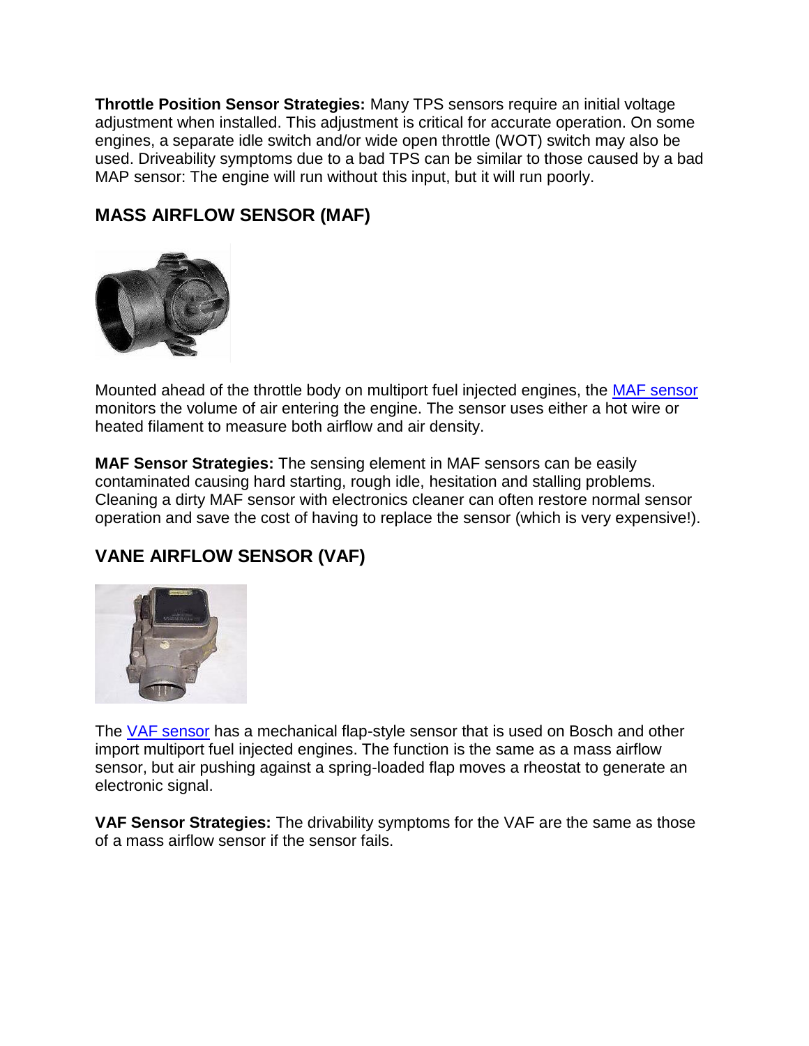**Throttle Position Sensor Strategies:** Many TPS sensors require an initial voltage adjustment when installed. This adjustment is critical for accurate operation. On some engines, a separate idle switch and/or wide open throttle (WOT) switch may also be used. Driveability symptoms due to a bad TPS can be similar to those caused by a bad MAP sensor: The engine will run without this input, but it will run poorly.

## MASS AIRFLOW SENSOR (MAF)

Mounted ahead of the throttle body on multiport fuel injected engines, the MAF sensor monitors the volume of air entering the engine. The sensor uses either a hot wire or heated filament to measure both airflow and air density.

**MAF Sensor Strategies:** The sensing element in MAF sensors can be easily contaminated causing hard starting, rough idle, hesitation and stalling problems. Cleaning a dirty MAF sensor with electronics cleaner can often restore normal sensor operation and save the cost of having to replace the sensor (which is very expensive!).

## VANE AIRFLOW SENSOR (VAF)

The VAF sensor has a mechanical flap-style sensor that is used on Bosch and other import multiport fuel injected engines. The function is the same as a mass airflow sensor, but air pushing against a spring-loaded flap moves a rheostat to generate an electronic signal.

**VAF Sensor Strategies:** The drivability symptoms for the VAF are the same as those of a mass airflow sensor if the sensor fails.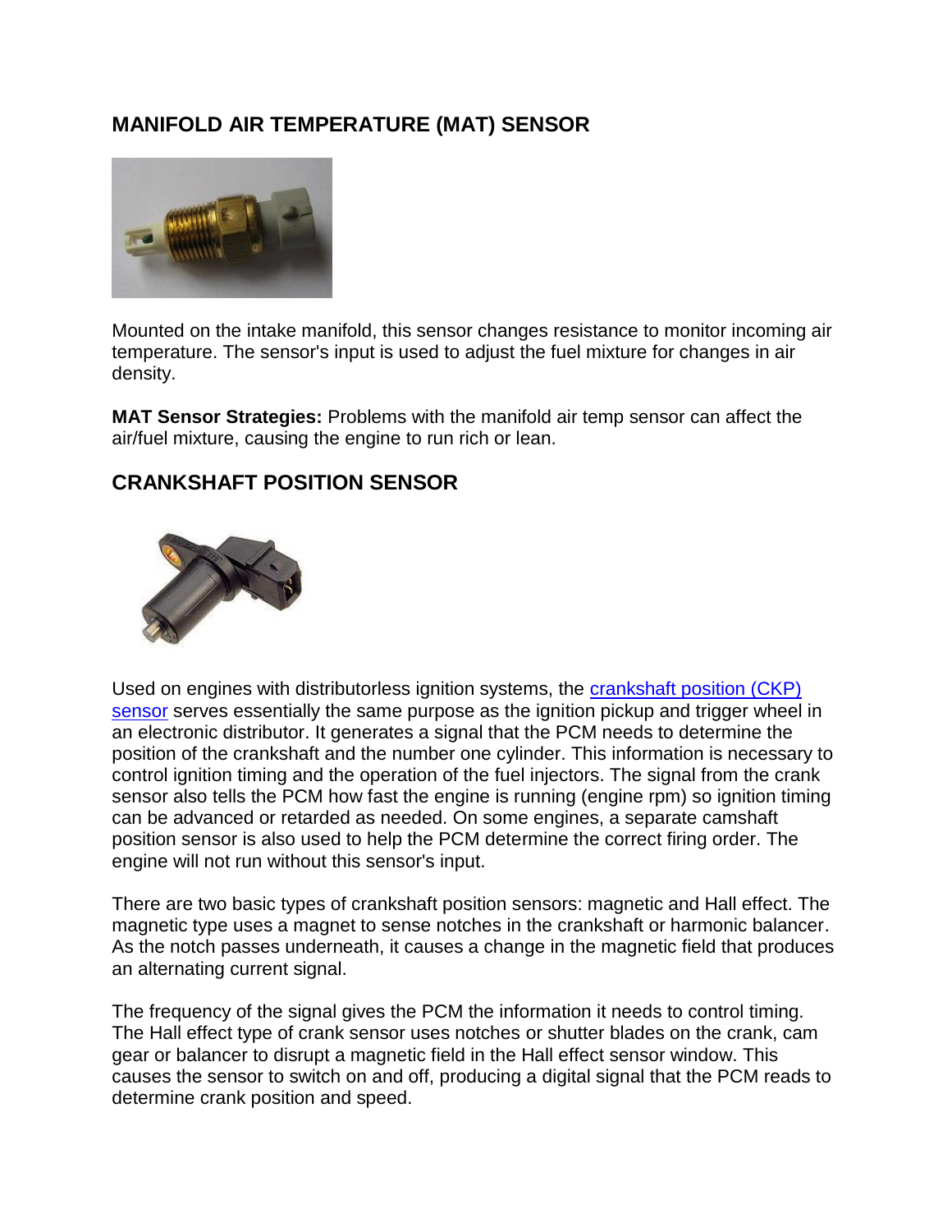## MANIFOLD AIR TEMPERATURE (MAT) SENSOR

Mounted on the intake manifold, this sensor changes resistance to monitor incoming air temperature. The sensor's input is used to adjust the fuel mixture for changes in air density.

**MAT Sensor Strategies:** Problems with the manifold air temp sensor can affect the air/fuel mixture, causing the engine to run rich or lean.

## CRANKSHAFT POSITION SENSOR

Used on engines with distributorless ignition systems, the crankshaft position (CKP) sensor serves essentially the same purpose as the ignition pickup and trigger wheel in an electronic distributor. It generates a signal that the PCM needs to determine the position of the crankshaft and the number one cylinder. This information is necessary to control ignition timing and the operation of the fuel injectors. The signal from the crank sensor also tells the PCM how fast the engine is running (engine rpm) so ignition timing can be advanced or retarded as needed. On some engines, a separate camshaft position sensor is also used to help the PCM determine the correct firing order. The engine will not run without this sensor's input.

There are two basic types of crankshaft position sensors: magnetic and Hall effect. The magnetic type uses a magnet to sense notches in the crankshaft or harmonic balancer. As the notch passes underneath, it causes a change in the magnetic field that produces an alternating current signal.

The frequency of the signal gives the PCM the information it needs to control timing. The Hall effect type of crank sensor uses notches or shutter blades on the crank, cam gear or balancer to disrupt a magnetic field in the Hall effect sensor window. This causes the sensor to switch on and off, producing a digital signal that the PCM reads to determine crank position and speed.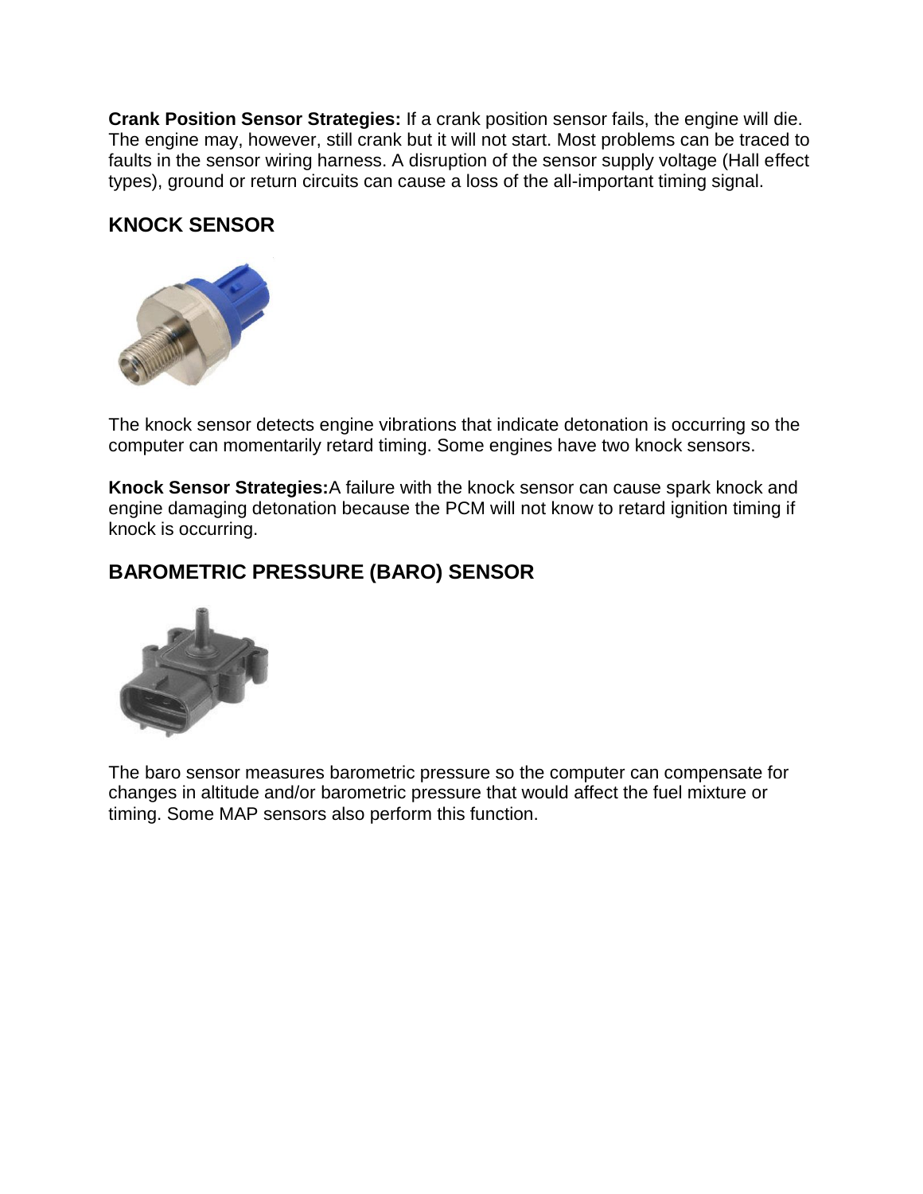**Crank Position Sensor Strategies:** If a crank position sensor fails, the engine will die. The engine may, however, still crank but it will not start. Most problems can be traced to faults in the sensor wiring harness. A disruption of the sensor supply voltage (Hall effect types), ground or return circuits can cause a loss of the all-important timing signal.

## KNOCK SENSOR

The knock sensor detects engine vibrations that indicate detonation is occurring so the computer can momentarily retard timing. Some engines have two knock sensors.

**Knock Sensor Strategies:** A failure with the knock sensor can cause spark knock and engine damaging detonation because the PCM will not know to retard ignition timing if knock is occurring.

## BAROMETRIC PRESSURE (BARO) SENSOR

The baro sensor measures barometric pressure so the computer can compensate for changes in altitude and/or barometric pressure that would affect the fuel mixture or timing. Some MAP sensors also perform this function.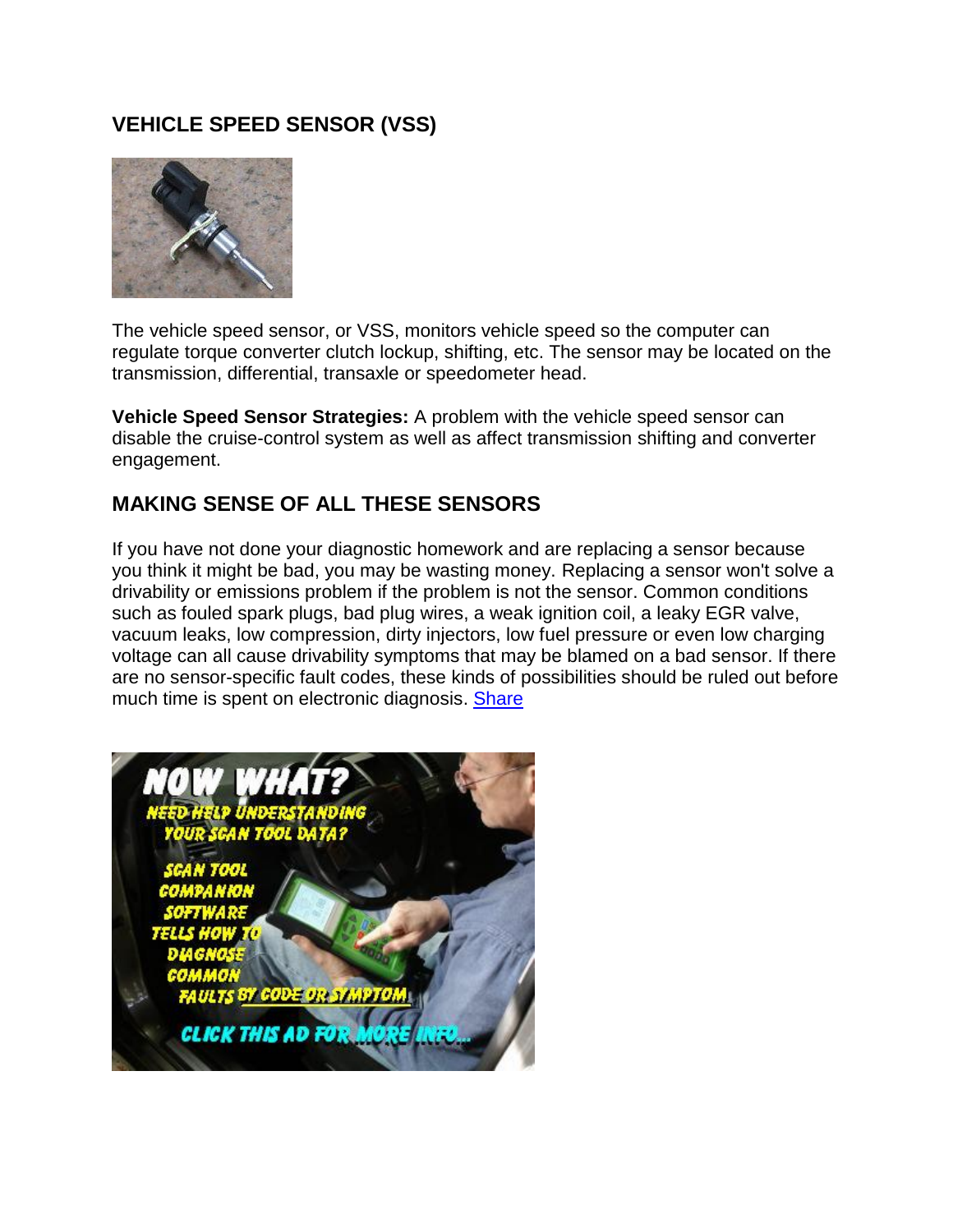## VEHICLE SPEED SENSOR (VSS)

The vehicle speed sensor, or VSS, monitors vehicle speed so the computer can regulate torque converter clutch lockup, shifting, etc. The sensor may be located on the transmission, differential, transaxle or speedometer head.

**Vehicle Speed Sensor Strategies:** A problem with the vehicle speed sensor can disable the cruise-control system as well as affect transmission shifting and converter engagement.

## MAKING SENSE OF ALL THESE SENSORS

If you have not done your diagnostic homework and are replacing a sensor because you think it might be bad, you may be wasting money. Replacing a sensor won't solve a drivability or emissions problem if the problem is not the sensor. Common conditions such as fouled spark plugs, bad plug wires, a weak ignition coil, a leaky EGR valve, vacuum leaks, low compression, dirty injectors, low fuel pressure or even low charging voltage can all cause drivability symptoms that may be blamed on a bad sensor. If there are no sensor-specific fault codes, these kinds of possibilities should be ruled out before much time is spent on electronic diagnosis. Share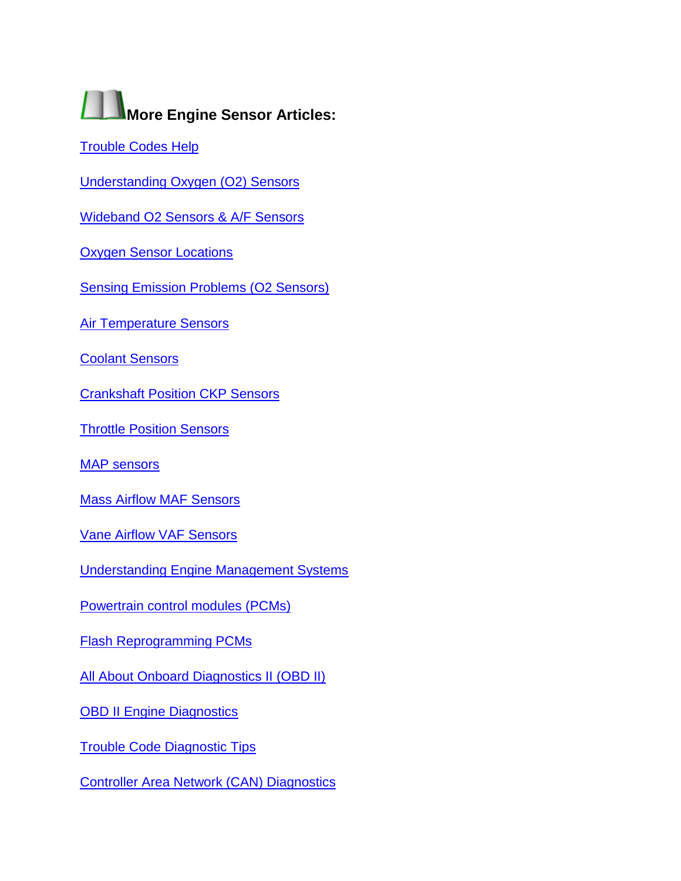## More Engine Sensor Articles:

Trouble Codes Help

Understanding Oxygen (O2) Sensors

Wideband O2 Sensors & A/F Sensors

Oxygen Sensor Locations

Sensing Emission Problems (O2 Sensors)

Air Temperature Sensors

Coolant Sensors

Crankshaft Position CKP Sensors

Throttle Position Sensors

MAP sensors

Mass Airflow MAF Sensors

Vane Airflow VAF Sensors

Understanding Engine Management Systems

Powertrain control modules (PCMs)

Flash Reprogramming PCMs

All About Onboard Diagnostics II (OBD II)

OBD II Engine Diagnostics

Trouble Code Diagnostic Tips

Controller Area Network (CAN) Diagnostics